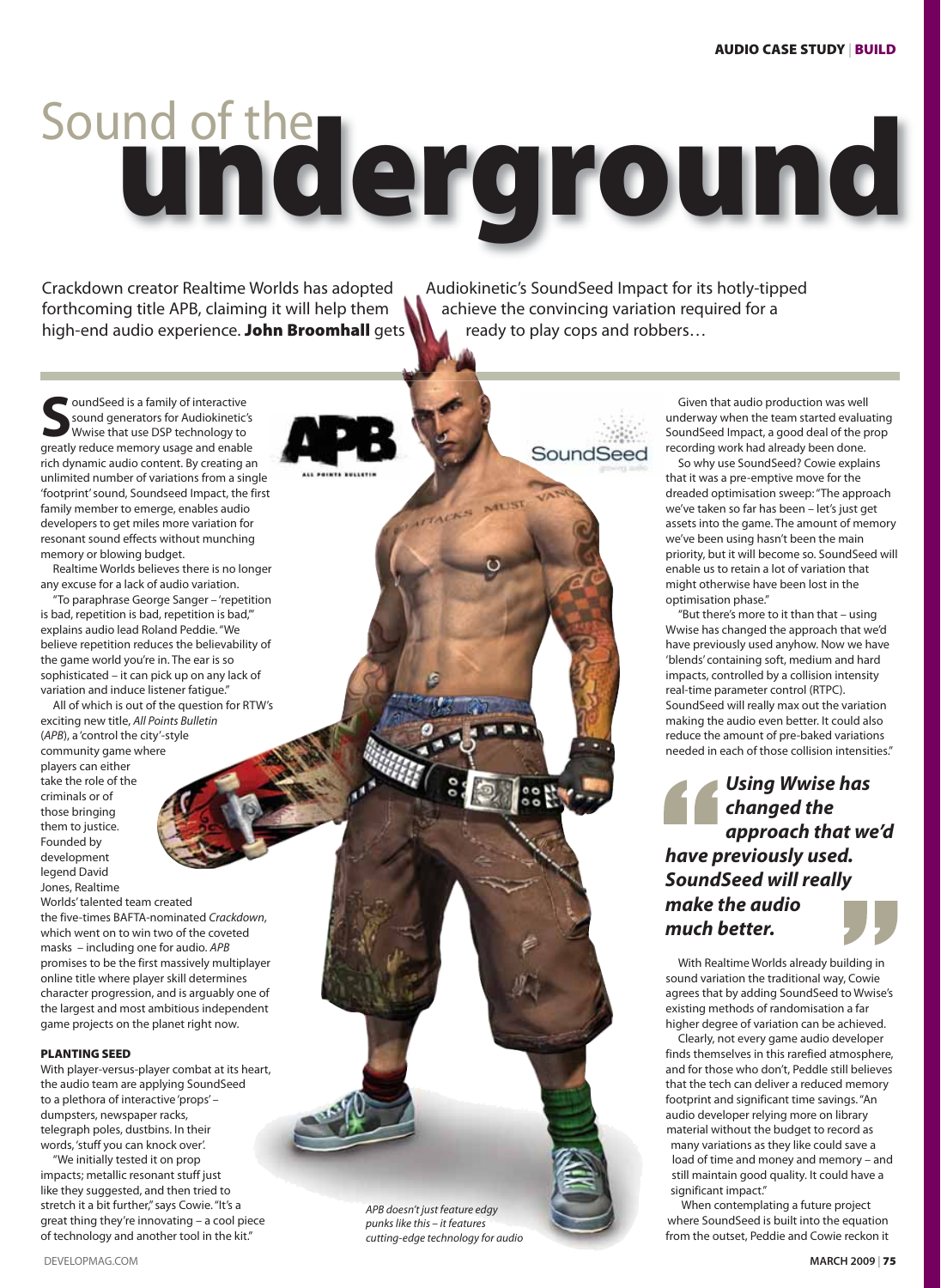# Sound of the underground

Crackdown creator Realtime Worlds has adopted Audiokinetic's SoundSeed Impact for its hotly-tipped forthcoming title APB, claiming it will help them achieve the convincing variation required for a high-end audio experience. **John Broomhall** gets ready to play cops and robbers…

SoundSeed is a family of interactive sound generators for Audiokinetic's Wwise that use DSP technology to greatly reduce memory usage and enable rich dynamic audio content. By creating an unlimited number of variations from a single 'footprint' sound, Soundseed Impact, the first family member to emerge, enables audio developers to get miles more variation for resonant sound effects without munching memory or blowing budget.

Realtime Worlds believes there is no longer any excuse for a lack of audio variation.

"To paraphrase George Sanger – 'repetition is bad, repetition is bad, repetition is bad,'" explains audio lead Roland Peddie. "We believe repetition reduces the believability of the game world you're in. The ear is so sophisticated – it can pick up on any lack of variation and induce listener fatigue."

All of which is out of the question for RTW's exciting new title, *All Points Bulletin* (*APB*), a 'control the city'-style community game where players can either take the role of the criminals or of those bringing them to justice. Founded by development legend David Jones, Realtime Worlds' talented team created the five-times BAFTA-nominated *Crackdown*, which went on to win two of the coveted masks – including one for audio. *APB* promises to be the first massively multiplayer online title where player skill determines character progression, and is arguably one of the largest and most ambitious independent game projects on the planet right now.

### PLANTING SEED

With player-versus-player combat at its heart, the audio team are applying SoundSeed to a plethora of interactive 'props' – dumpsters, newspaper racks, telegraph poles, dustbins. In their words, 'stuff you can knock over'.

"We initially tested it on prop impacts; metallic resonant stuff just like they suggested, and then tried to stretch it a bit further," says Cowie. "It's a great thing they're innovating – a cool piece of technology and another tool in the kit."

*APB doesn't just feature edgy punks like this – it features cutting-edge technology for audio*

Given that audio production was well underway when the team started evaluating SoundSeed Impact, a good deal of the prop recording work had already been done.

So why use SoundSeed? Cowie explains that it was a pre-emptive move for the dreaded optimisation sweep: "The approach we've taken so far has been – let's just get assets into the game. The amount of memory we've been using hasn't been the main priority, but it will become so. SoundSeed will enable us to retain a lot of variation that might otherwise have been lost in the optimisation phase."

"But there's more to it than that – using Wwise has changed the approach that we'd have previously used anyhow. Now we have 'blends' containing soft, medium and hard impacts, controlled by a collision intensity real-time parameter control (RTPC). SoundSeed will really max out the variation making the audio even better. It could also reduce the amount of pre-baked variations needed in each of those collision intensities."

> ***Using Wwise has changed the approach that we'd have previously used. SoundSeed will really make the audio much better.***

With Realtime Worlds already building in sound variation the traditional way, Cowie agrees that by adding SoundSeed to Wwise's existing methods of randomisation a far higher degree of variation can be achieved.

Clearly, not every game audio developer finds themselves in this rarefied atmosphere, and for those who don't, Peddle still believes that the tech can deliver a reduced memory footprint and significant time savings. "An audio developer relying more on library material without the budget to record as many variations as they like could save a load of time and memory – and still maintain good quality. It could have a significant impact."

When contemplating a future project where SoundSeed is built into the equation from the outset, Peddie and Cowie reckon it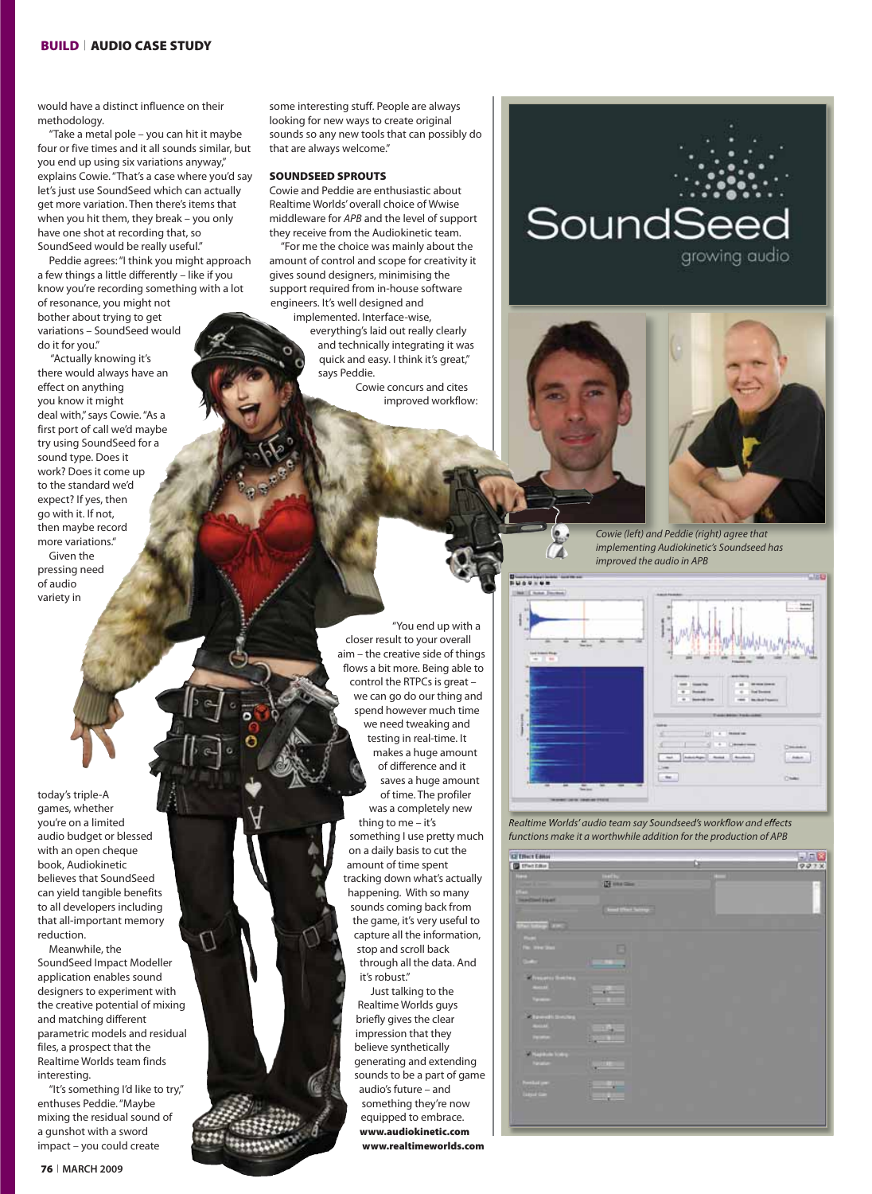would have a distinct influence on their methodology.

"Take a metal pole – you can hit it maybe four or five times and it all sounds similar, but you end up using six variations anyway," explains Cowie. "That's a case where you'd say let's just use SoundSeed which can actually get more variation. Then there's items that when you hit them, they break – you only have one shot at recording that, so SoundSeed would be really useful."

Peddie agrees: "I think you might approach a few things a little differently – like if you know you're recording something with a lot of resonance, you might not bother about trying to get variations – SoundSeed would do it for you."

"Actually knowing it's there would always have an effect on anything you know it might deal with," says Cowie. "As a first port of call we'd maybe try using SoundSeed for a sound type. Does it work? Does it come up to the standard we'd expect? If yes, then go with it. If not, then maybe record more variations."

Given the pressing need of audio variety in today's triple-A games, whether you're on a limited audio budget or blessed with an open cheque book, Audiokinetic believes that SoundSeed can yield tangible benefits to all developers including that all-important memory reduction.

Meanwhile, the SoundSeed Impact Modeller application enables sound designers to experiment with the creative potential of mixing and matching different parametric models and residual files, a prospect that the Realtime Worlds team finds interesting.

"It's something I'd like to try," enthuses Peddie. "Maybe mixing the residual sound of a gunshot with a sword impact – you could create some interesting stuff. People are always looking for new ways to create original sounds so any new tools that can possibly do that are always welcome."

### SOUNDSEED SPROUTS

Cowie and Peddie are enthusiastic about Realtime Worlds' overall choice of Wwise middleware for *APB* and the level of support they receive from the Audiokinetic team.

"For me the choice was mainly about the amount of control and scope for creativity it gives sound designers, minimising the support required from in-house software engineers. It's well designed and implemented. Interface-wise, everything's laid out really clearly and technically integrating it was quick and easy. I think it's great," says Peddie.

Cowie concurs and cites improved workflow:

"You end up with a closer result to your overall aim – the creative side of things flows a bit more. Being able to control the RTPCs is great – we can go do our thing and spend however much time we need tweaking and testing in real-time. It makes a huge amount of difference and it saves a huge amount of time. The profiler was a completely new thing to me – it's something I use pretty much on a daily basis to cut the amount of time spent tracking down what's actually happening. With so many sounds coming back from the game, it's very useful to capture all the information, stop and scroll back through all the data. And it's robust."

Just talking to the Realtime Worlds guys briefly gives the clear impression that they believe synthetically generating and extending sounds to be a part of game audio's future – and something they're now equipped to embrace.

**www.audiokinetic.com**
**www.realtimeworlds.com**

SoundSeed
growing audio

*Cowie (left) and Peddie (right) agree that implementing Audiokinetic's Soundseed has improved the audio in APB*

*Realtime Worlds' audio team say Soundseed's workflow and effects functions make it a worthwhile addition for the production of APB*